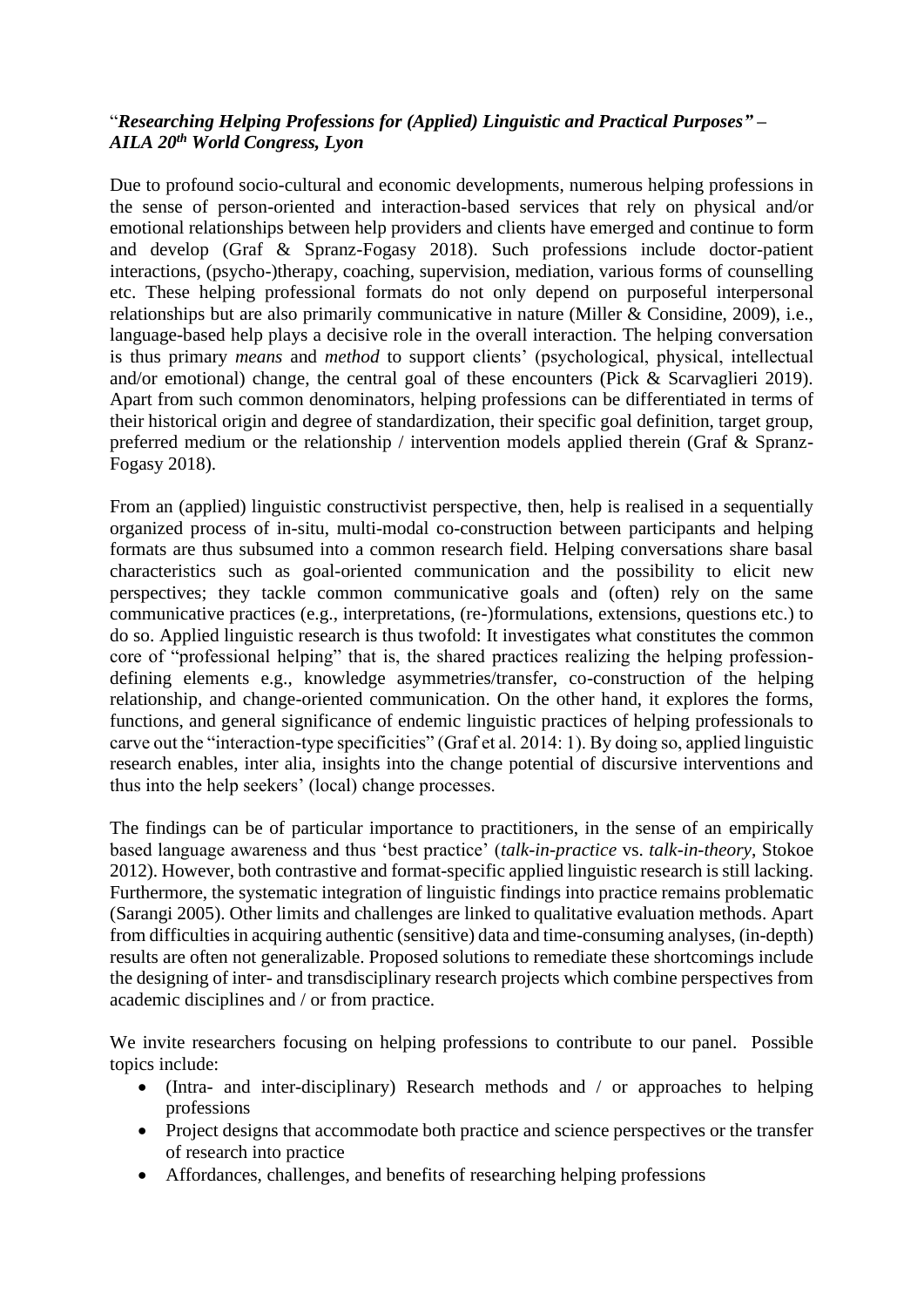"*Researching Helping Professions for (Applied) Linguistic and Practical Purposes" – AILA 20th World Congress, Lyon*

Due to profound socio-cultural and economic developments, numerous helping professions in the sense of person-oriented and interaction-based services that rely on physical and/or emotional relationships between help providers and clients have emerged and continue to form and develop (Graf & Spranz-Fogasy 2018). Such professions include doctor-patient interactions, (psycho-)therapy, coaching, supervision, mediation, various forms of counselling etc. These helping professional formats do not only depend on purposeful interpersonal relationships but are also primarily communicative in nature (Miller & Considine, 2009), i.e., language-based help plays a decisive role in the overall interaction. The helping conversation is thus primary *means* and *method* to support clients' (psychological, physical, intellectual and/or emotional) change, the central goal of these encounters (Pick & Scarvaglieri 2019). Apart from such common denominators, helping professions can be differentiated in terms of their historical origin and degree of standardization, their specific goal definition, target group, preferred medium or the relationship / intervention models applied therein (Graf & Spranz-Fogasy 2018).

From an (applied) linguistic constructivist perspective, then, help is realised in a sequentially organized process of in-situ, multi-modal co-construction between participants and helping formats are thus subsumed into a common research field. Helping conversations share basal characteristics such as goal-oriented communication and the possibility to elicit new perspectives; they tackle common communicative goals and (often) rely on the same communicative practices (e.g., interpretations, (re-)formulations, extensions, questions etc.) to do so. Applied linguistic research is thus twofold: It investigates what constitutes the common core of "professional helping" that is, the shared practices realizing the helping profession-defining elements e.g., knowledge asymmetries/transfer, co-construction of the helping relationship, and change-oriented communication. On the other hand, it explores the forms, functions, and general significance of endemic linguistic practices of helping professionals to carve out the "interaction-type specificities" (Graf et al. 2014: 1). By doing so, applied linguistic research enables, inter alia, insights into the change potential of discursive interventions and thus into the help seekers' (local) change processes.

The findings can be of particular importance to practitioners, in the sense of an empirically based language awareness and thus 'best practice' (*talk-in-practice* vs. *talk-in-theory*, Stokoe 2012). However, both contrastive and format-specific applied linguistic research is still lacking. Furthermore, the systematic integration of linguistic findings into practice remains problematic (Sarangi 2005). Other limits and challenges are linked to qualitative evaluation methods. Apart from difficulties in acquiring authentic (sensitive) data and time-consuming analyses, (in-depth) results are often not generalizable. Proposed solutions to remediate these shortcomings include the designing of inter- and transdisciplinary research projects which combine perspectives from academic disciplines and / or from practice.

We invite researchers focusing on helping professions to contribute to our panel. Possible topics include:

- (Intra- and inter-disciplinary) Research methods and / or approaches to helping professions
- Project designs that accommodate both practice and science perspectives or the transfer of research into practice
- Affordances, challenges, and benefits of researching helping professions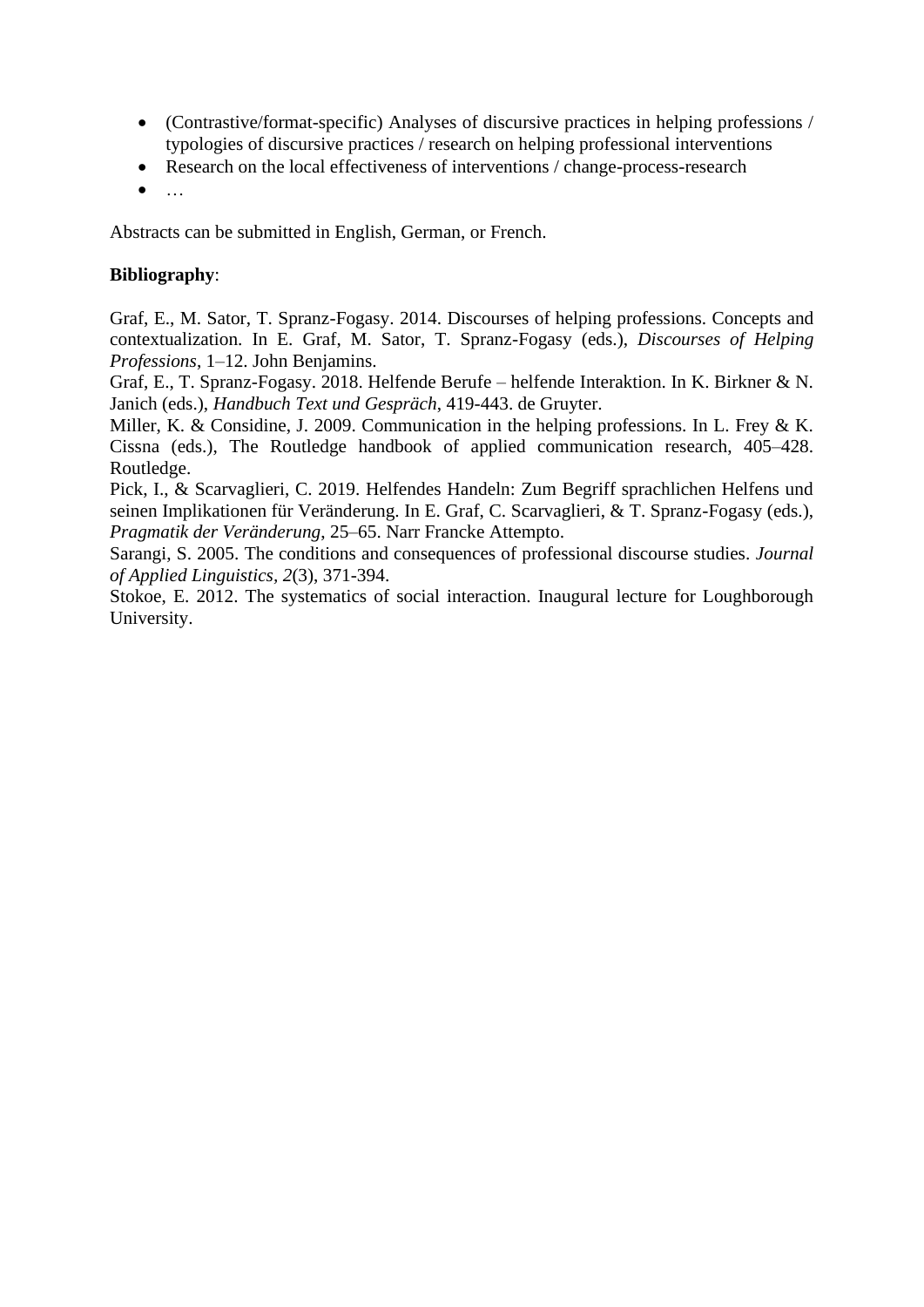- (Contrastive/format-specific) Analyses of discursive practices in helping professions / typologies of discursive practices / research on helping professional interventions
- Research on the local effectiveness of interventions / change-process-research
- …

Abstracts can be submitted in English, German, or French.

**Bibliography**:

Graf, E., M. Sator, T. Spranz-Fogasy. 2014. Discourses of helping professions. Concepts and contextualization. In E. Graf, M. Sator, T. Spranz-Fogasy (eds.), *Discourses of Helping Professions*, 1–12. John Benjamins.

Graf, E., T. Spranz-Fogasy. 2018. Helfende Berufe – helfende Interaktion. In K. Birkner & N. Janich (eds.), *Handbuch Text und Gespräch*, 419-443. de Gruyter.

Miller, K. & Considine, J. 2009. Communication in the helping professions. In L. Frey & K. Cissna (eds.), The Routledge handbook of applied communication research, 405–428. Routledge.

Pick, I., & Scarvaglieri, C. 2019. Helfendes Handeln: Zum Begriff sprachlichen Helfens und seinen Implikationen für Veränderung. In E. Graf, C. Scarvaglieri, & T. Spranz-Fogasy (eds.), *Pragmatik der Veränderung*, 25–65. Narr Francke Attempto.

Sarangi, S. 2005. The conditions and consequences of professional discourse studies. *Journal of Applied Linguistics*, *2*(3), 371-394.

Stokoe, E. 2012. The systematics of social interaction. Inaugural lecture for Loughborough University.